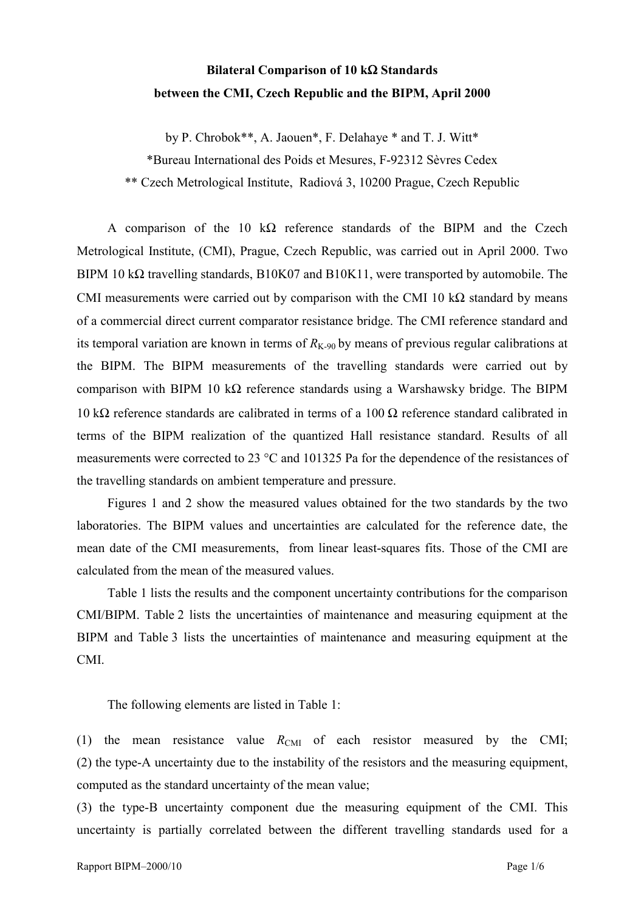**Bilateral Comparison of 10 kΩ Standards**
**between the CMI, Czech Republic and the BIPM, April 2000**

by P. Chrobok**, A. Jaouen*, F. Delahaye * and T. J. Witt*

*Bureau International des Poids et Mesures, F-92312 Sèvres Cedex

** Czech Metrological Institute, Radiová 3, 10200 Prague, Czech Republic

A comparison of the 10 kΩ reference standards of the BIPM and the Czech Metrological Institute, (CMI), Prague, Czech Republic, was carried out in April 2000. Two BIPM 10 kΩ travelling standards, B10K07 and B10K11, were transported by automobile. The CMI measurements were carried out by comparison with the CMI 10 kΩ standard by means of a commercial direct current comparator resistance bridge. The CMI reference standard and its temporal variation are known in terms of $R_{K-90}$ by means of previous regular calibrations at the BIPM. The BIPM measurements of the travelling standards were carried out by comparison with BIPM 10 kΩ reference standards using a Warshawsky bridge. The BIPM 10 kΩ reference standards are calibrated in terms of a 100 Ω reference standard calibrated in terms of the BIPM realization of the quantized Hall resistance standard. Results of all measurements were corrected to 23 °C and 101325 Pa for the dependence of the resistances of the travelling standards on ambient temperature and pressure.

Figures 1 and 2 show the measured values obtained for the two standards by the two laboratories. The BIPM values and uncertainties are calculated for the reference date, the mean date of the CMI measurements, from linear least-squares fits. Those of the CMI are calculated from the mean of the measured values.

Table 1 lists the results and the component uncertainty contributions for the comparison CMI/BIPM. Table 2 lists the uncertainties of maintenance and measuring equipment at the BIPM and Table 3 lists the uncertainties of maintenance and measuring equipment at the CMI.

The following elements are listed in Table 1:

(1) the mean resistance value $R_{CMI}$ of each resistor measured by the CMI;
(2) the type-A uncertainty due to the instability of the resistors and the measuring equipment, computed as the standard uncertainty of the mean value;
(3) the type-B uncertainty component due the measuring equipment of the CMI. This uncertainty is partially correlated between the different travelling standards used for a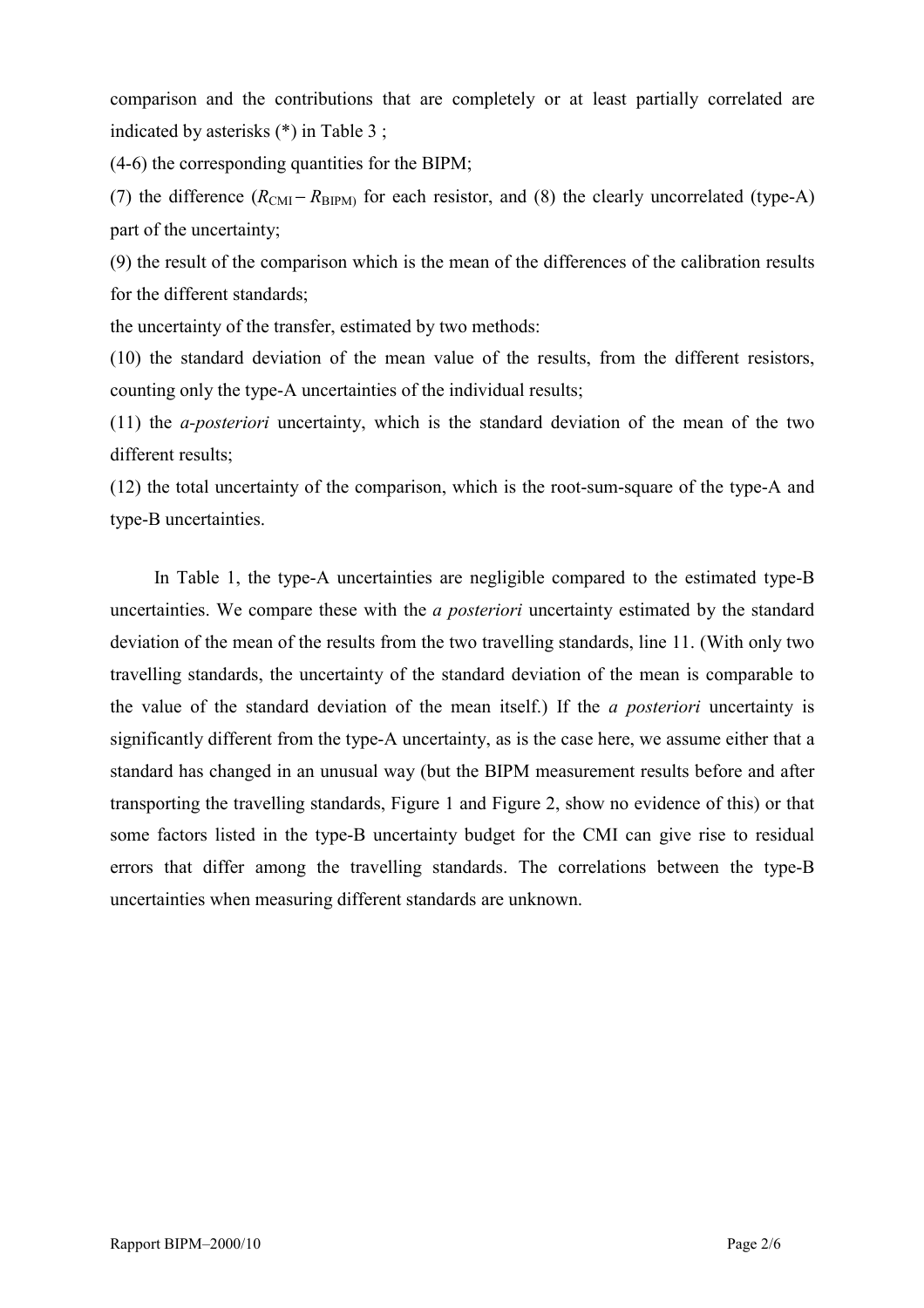comparison and the contributions that are completely or at least partially correlated are indicated by asterisks (*) in Table 3 ;

(4-6) the corresponding quantities for the BIPM;

(7) the difference ($R_{\mathrm{CMI}} - R_{\mathrm{BIPM}}$) for each resistor, and (8) the clearly uncorrelated (type-A) part of the uncertainty;

(9) the result of the comparison which is the mean of the differences of the calibration results for the different standards;

the uncertainty of the transfer, estimated by two methods:

(10) the standard deviation of the mean value of the results, from the different resistors, counting only the type-A uncertainties of the individual results;

(11) the *a-posteriori* uncertainty, which is the standard deviation of the mean of the two different results;

(12) the total uncertainty of the comparison, which is the root-sum-square of the type-A and type-B uncertainties.

In Table 1, the type-A uncertainties are negligible compared to the estimated type-B uncertainties. We compare these with the *a posteriori* uncertainty estimated by the standard deviation of the mean of the results from the two travelling standards, line 11. (With only two travelling standards, the uncertainty of the standard deviation of the mean is comparable to the value of the standard deviation of the mean itself.) If the *a posteriori* uncertainty is significantly different from the type-A uncertainty, as is the case here, we assume either that a standard has changed in an unusual way (but the BIPM measurement results before and after transporting the travelling standards, Figure 1 and Figure 2, show no evidence of this) or that some factors listed in the type-B uncertainty budget for the CMI can give rise to residual errors that differ among the travelling standards. The correlations between the type-B uncertainties when measuring different standards are unknown.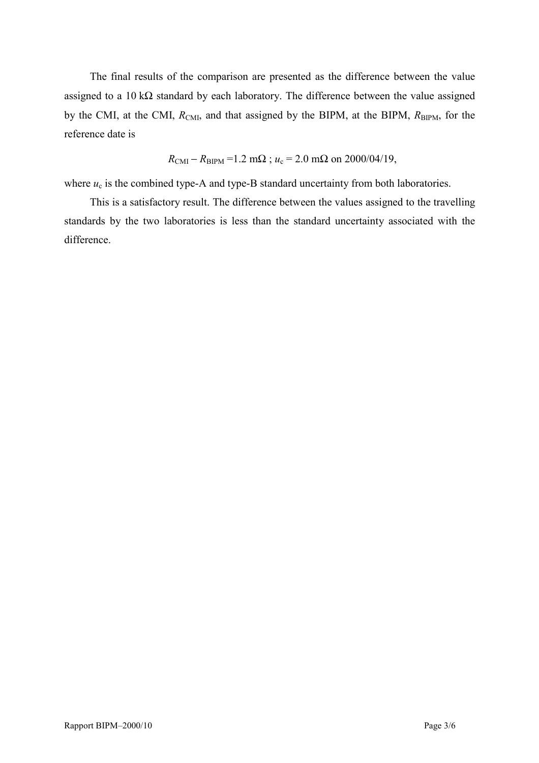The final results of the comparison are presented as the difference between the value assigned to a 10 kΩ standard by each laboratory. The difference between the value assigned by the CMI, at the CMI, $R_{CMI}$, and that assigned by the BIPM, at the BIPM, $R_{BIPM}$, for the reference date is

$$R_{CMI} - R_{BIPM} = 1.2 \text{ m}\Omega \text{ ; } u_c = 2.0 \text{ m}\Omega \text{ on 2000/04/19,}$$

where $u_c$ is the combined type-A and type-B standard uncertainty from both laboratories.

This is a satisfactory result. The difference between the values assigned to the travelling standards by the two laboratories is less than the standard uncertainty associated with the difference.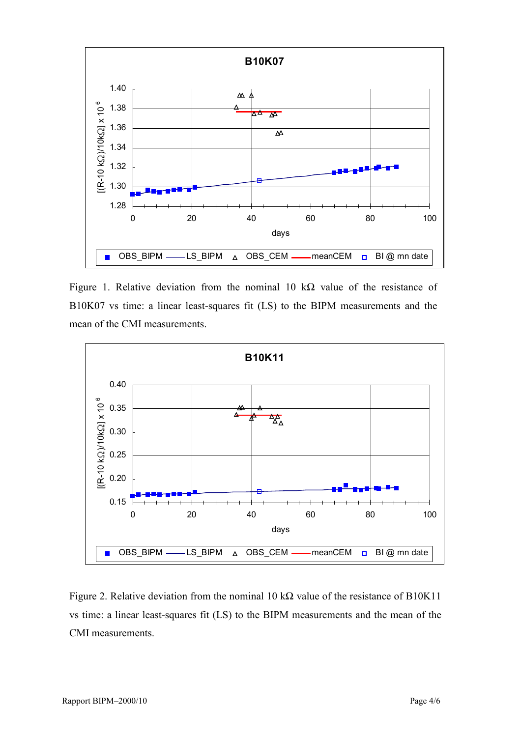Figure 1. Relative deviation from the nominal 10 kΩ value of the resistance of B10K07 vs time: a linear least-squares fit (LS) to the BIPM measurements and the mean of the CMI measurements.

Figure 2. Relative deviation from the nominal 10 kΩ value of the resistance of B10K11 vs time: a linear least-squares fit (LS) to the BIPM measurements and the mean of the CMI measurements.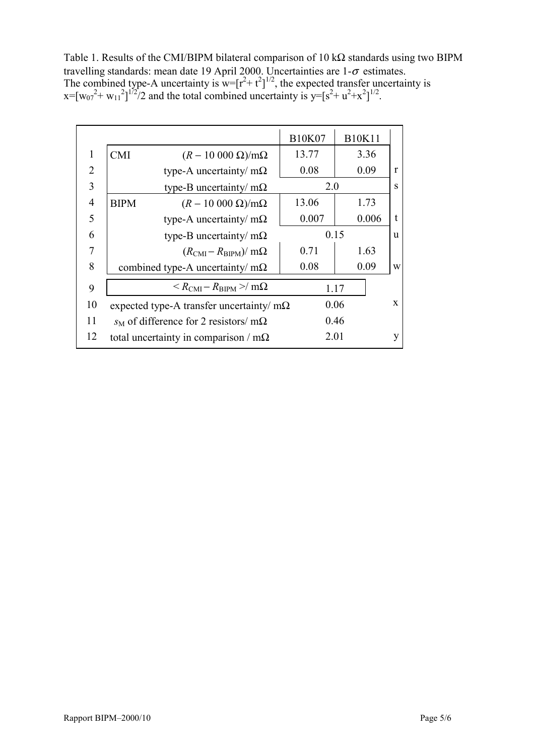Table 1. Results of the CMI/BIPM bilateral comparison of 10 kΩ standards using two BIPM travelling standards: mean date 19 April 2000. Uncertainties are 1-$\sigma$ estimates. The combined type-A uncertainty is $w=[r^2+t^2]^{1/2}$, the expected transfer uncertainty is $x=[w_{07}^2+w_{11}^2]^{1/2}/2$ and the total combined uncertainty is $y=[s^2+u^2+x^2]^{1/2}$.

| | | | B10K07 | B10K11 | |
|---|---|---|---|---|---|
| 1 | CMI | $(R - 10\,000\ \Omega)$/mΩ | 13.77 | 3.36 | |
| 2 | | type-A uncertainty/ mΩ | 0.08 | 0.09 | r |
| 3 | | type-B uncertainty/ mΩ | 2.0 | | s |
| 4 | BIPM | $(R - 10\,000\ \Omega)$/mΩ | 13.06 | 1.73 | |
| 5 | | type-A uncertainty/ mΩ | 0.007 | 0.006 | t |
| 6 | | type-B uncertainty/ mΩ | 0.15 | | u |
| 7 | | $(R_{\mathrm{CMI}} - R_{\mathrm{BIPM}})$/ mΩ | 0.71 | 1.63 | |
| 8 | | combined type-A uncertainty/ mΩ | 0.08 | 0.09 | w |
| 9 | | $< R_{\mathrm{CMI}} - R_{\mathrm{BIPM}} >$/ mΩ | 1.17 | | |
| 10 | | expected type-A transfer uncertainty/ mΩ | 0.06 | | x |
| 11 | | $s_{\mathrm{M}}$ of difference for 2 resistors/ mΩ | 0.46 | | |
| 12 | | total uncertainty in comparison / mΩ | 2.01 | | y |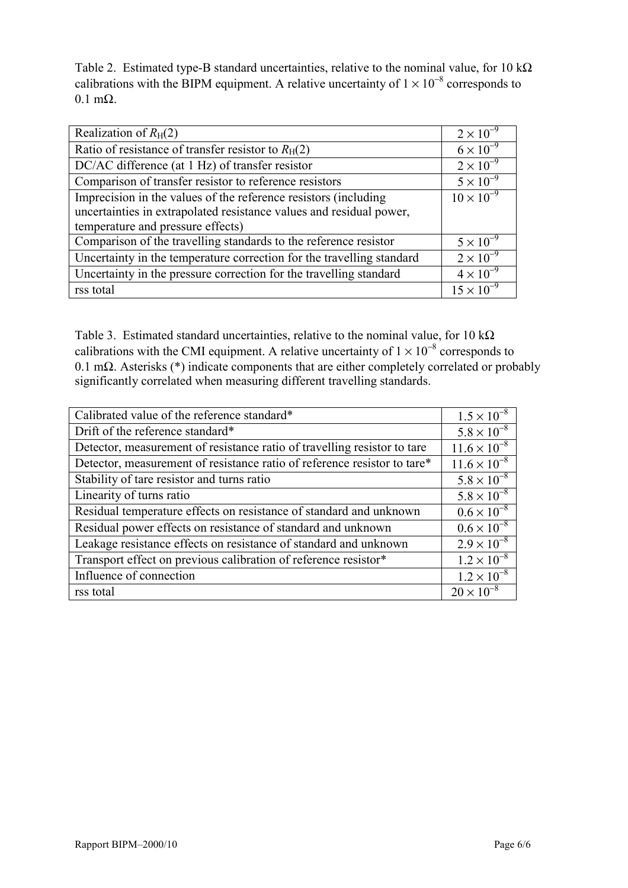Table 2. Estimated type-B standard uncertainties, relative to the nominal value, for 10 kΩ calibrations with the BIPM equipment. A relative uncertainty of $1 \times 10^{-8}$ corresponds to 0.1 mΩ.

| | |
|---|---|
| Realization of $R_H(2)$ | $2 \times 10^{-9}$ |
| Ratio of resistance of transfer resistor to $R_H(2)$ | $6 \times 10^{-9}$ |
| DC/AC difference (at 1 Hz) of transfer resistor | $2 \times 10^{-9}$ |
| Comparison of transfer resistor to reference resistors | $5 \times 10^{-9}$ |
| Imprecision in the values of the reference resistors (including uncertainties in extrapolated resistance values and residual power, temperature and pressure effects) | $10 \times 10^{-9}$ |
| Comparison of the travelling standards to the reference resistor | $5 \times 10^{-9}$ |
| Uncertainty in the temperature correction for the travelling standard | $2 \times 10^{-9}$ |
| Uncertainty in the pressure correction for the travelling standard | $4 \times 10^{-9}$ |
| rss total | $15 \times 10^{-9}$ |

Table 3. Estimated standard uncertainties, relative to the nominal value, for 10 kΩ calibrations with the CMI equipment. A relative uncertainty of $1 \times 10^{-8}$ corresponds to 0.1 mΩ. Asterisks (*) indicate components that are either completely correlated or probably significantly correlated when measuring different travelling standards.

| | |
|---|---|
| Calibrated value of the reference standard* | $1.5 \times 10^{-8}$ |
| Drift of the reference standard* | $5.8 \times 10^{-8}$ |
| Detector, measurement of resistance ratio of travelling resistor to tare | $11.6 \times 10^{-8}$ |
| Detector, measurement of resistance ratio of reference resistor to tare* | $11.6 \times 10^{-8}$ |
| Stability of tare resistor and turns ratio | $5.8 \times 10^{-8}$ |
| Linearity of turns ratio | $5.8 \times 10^{-8}$ |
| Residual temperature effects on resistance of standard and unknown | $0.6 \times 10^{-8}$ |
| Residual power effects on resistance of standard and unknown | $0.6 \times 10^{-8}$ |
| Leakage resistance effects on resistance of standard and unknown | $2.9 \times 10^{-8}$ |
| Transport effect on previous calibration of reference resistor* | $1.2 \times 10^{-8}$ |
| Influence of connection | $1.2 \times 10^{-8}$ |
| rss total | $20 \times 10^{-8}$ |